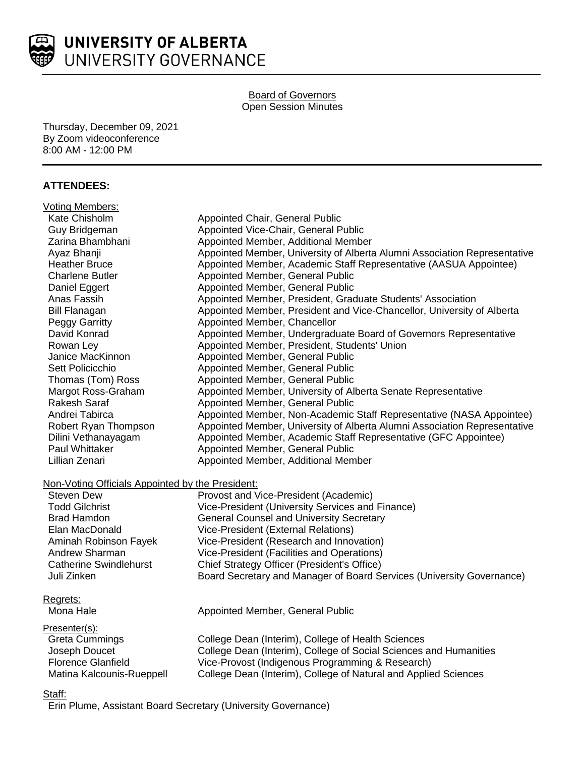**UNIVERSITY OF ALBERTA**
UNIVERSITY GOVERNANCE

<u>Board of Governors</u>
Open Session Minutes

Thursday, December 09, 2021
By Zoom videoconference
8:00 AM - 12:00 PM

---

## ATTENDEES:

<u>Voting Members:</u>

| | |
|---|---|
| Kate Chisholm | Appointed Chair, General Public |
| Guy Bridgeman | Appointed Vice-Chair, General Public |
| Zarina Bhambhani | Appointed Member, Additional Member |
| Ayaz Bhanji | Appointed Member, University of Alberta Alumni Association Representative |
| Heather Bruce | Appointed Member, Academic Staff Representative (AASUA Appointee) |
| Charlene Butler | Appointed Member, General Public |
| Daniel Eggert | Appointed Member, General Public |
| Anas Fassih | Appointed Member, President, Graduate Students' Association |
| Bill Flanagan | Appointed Member, President and Vice-Chancellor, University of Alberta |
| Peggy Garritty | Appointed Member, Chancellor |
| David Konrad | Appointed Member, Undergraduate Board of Governors Representative |
| Rowan Ley | Appointed Member, President, Students' Union |
| Janice MacKinnon | Appointed Member, General Public |
| Sett Policicchio | Appointed Member, General Public |
| Thomas (Tom) Ross | Appointed Member, General Public |
| Margot Ross-Graham | Appointed Member, University of Alberta Senate Representative |
| Rakesh Saraf | Appointed Member, General Public |
| Andrei Tabirca | Appointed Member, Non-Academic Staff Representative (NASA Appointee) |
| Robert Ryan Thompson | Appointed Member, University of Alberta Alumni Association Representative |
| Dilini Vethanayagam | Appointed Member, Academic Staff Representative (GFC Appointee) |
| Paul Whittaker | Appointed Member, General Public |
| Lillian Zenari | Appointed Member, Additional Member |

<u>Non-Voting Officials Appointed by the President:</u>

| | |
|---|---|
| Steven Dew | Provost and Vice-President (Academic) |
| Todd Gilchrist | Vice-President (University Services and Finance) |
| Brad Hamdon | General Counsel and University Secretary |
| Elan MacDonald | Vice-President (External Relations) |
| Aminah Robinson Fayek | Vice-President (Research and Innovation) |
| Andrew Sharman | Vice-President (Facilities and Operations) |
| Catherine Swindlehurst | Chief Strategy Officer (President's Office) |
| Juli Zinken | Board Secretary and Manager of Board Services (University Governance) |

<u>Regrets:</u>

| | |
|---|---|
| Mona Hale | Appointed Member, General Public |

<u>Presenter(s):</u>

| | |
|---|---|
| Greta Cummings | College Dean (Interim), College of Health Sciences |
| Joseph Doucet | College Dean (Interim), College of Social Sciences and Humanities |
| Florence Glanfield | Vice-Provost (Indigenous Programming & Research) |
| Matina Kalcounis-Rueppell | College Dean (Interim), College of Natural and Applied Sciences |

<u>Staff:</u>

Erin Plume, Assistant Board Secretary (University Governance)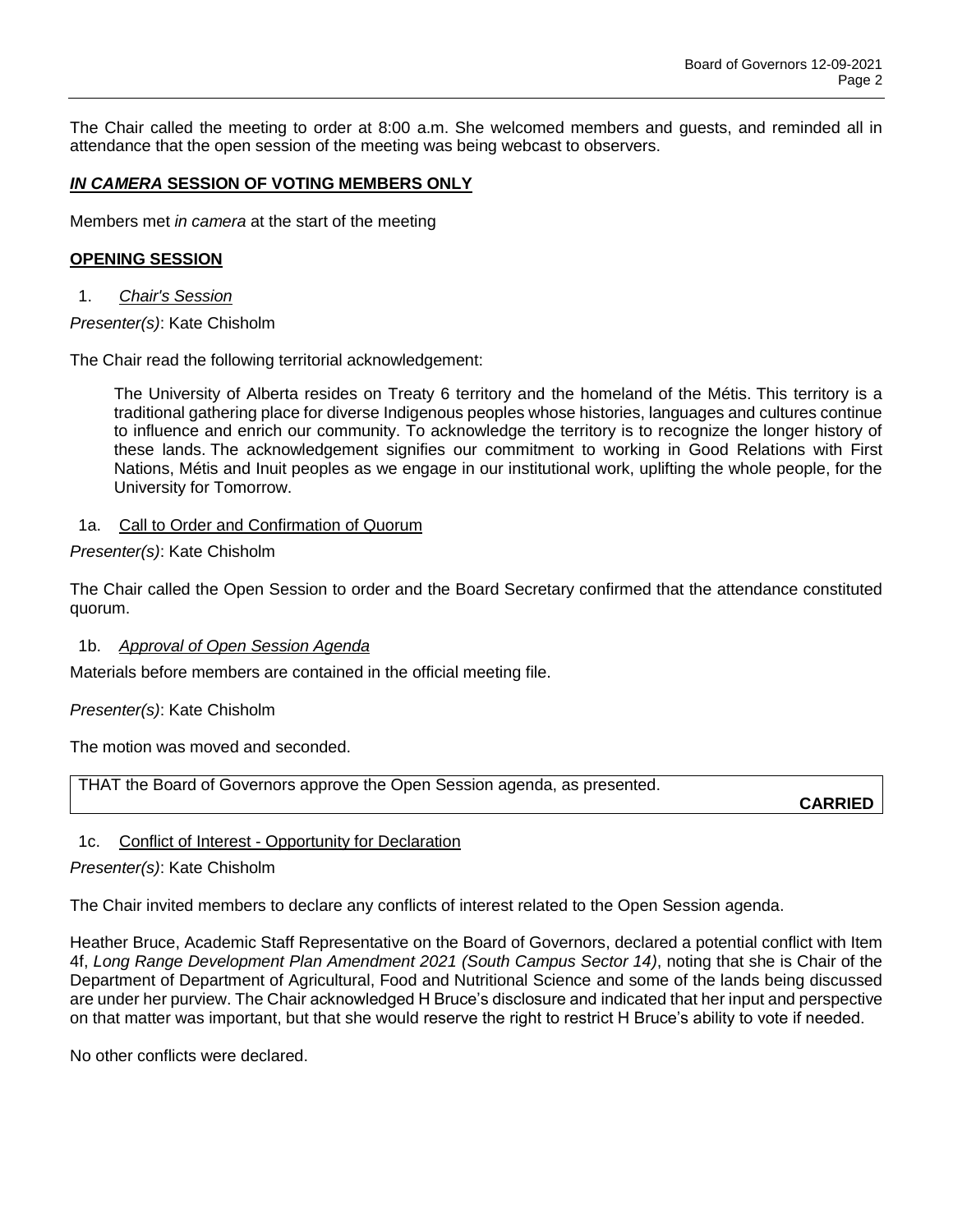The Chair called the meeting to order at 8:00 a.m. She welcomed members and guests, and reminded all in attendance that the open session of the meeting was being webcast to observers.

## ***IN CAMERA* SESSION OF VOTING MEMBERS ONLY**

Members met *in camera* at the start of the meeting

## **OPENING SESSION**

1. *Chair's Session*

*Presenter(s)*: Kate Chisholm

The Chair read the following territorial acknowledgement:

> The University of Alberta resides on Treaty 6 territory and the homeland of the Métis. This territory is a traditional gathering place for diverse Indigenous peoples whose histories, languages and cultures continue to influence and enrich our community. To acknowledge the territory is to recognize the longer history of these lands. The acknowledgement signifies our commitment to working in Good Relations with First Nations, Métis and Inuit peoples as we engage in our institutional work, uplifting the whole people, for the University for Tomorrow.

1a. Call to Order and Confirmation of Quorum

*Presenter(s)*: Kate Chisholm

The Chair called the Open Session to order and the Board Secretary confirmed that the attendance constituted quorum.

1b. *Approval of Open Session Agenda*

Materials before members are contained in the official meeting file.

*Presenter(s)*: Kate Chisholm

The motion was moved and seconded.

THAT the Board of Governors approve the Open Session agenda, as presented.

**CARRIED**

1c. Conflict of Interest - Opportunity for Declaration

*Presenter(s)*: Kate Chisholm

The Chair invited members to declare any conflicts of interest related to the Open Session agenda.

Heather Bruce, Academic Staff Representative on the Board of Governors, declared a potential conflict with Item 4f, *Long Range Development Plan Amendment 2021 (South Campus Sector 14)*, noting that she is Chair of the Department of Department of Agricultural, Food and Nutritional Science and some of the lands being discussed are under her purview. The Chair acknowledged H Bruce's disclosure and indicated that her input and perspective on that matter was important, but that she would reserve the right to restrict H Bruce's ability to vote if needed.

No other conflicts were declared.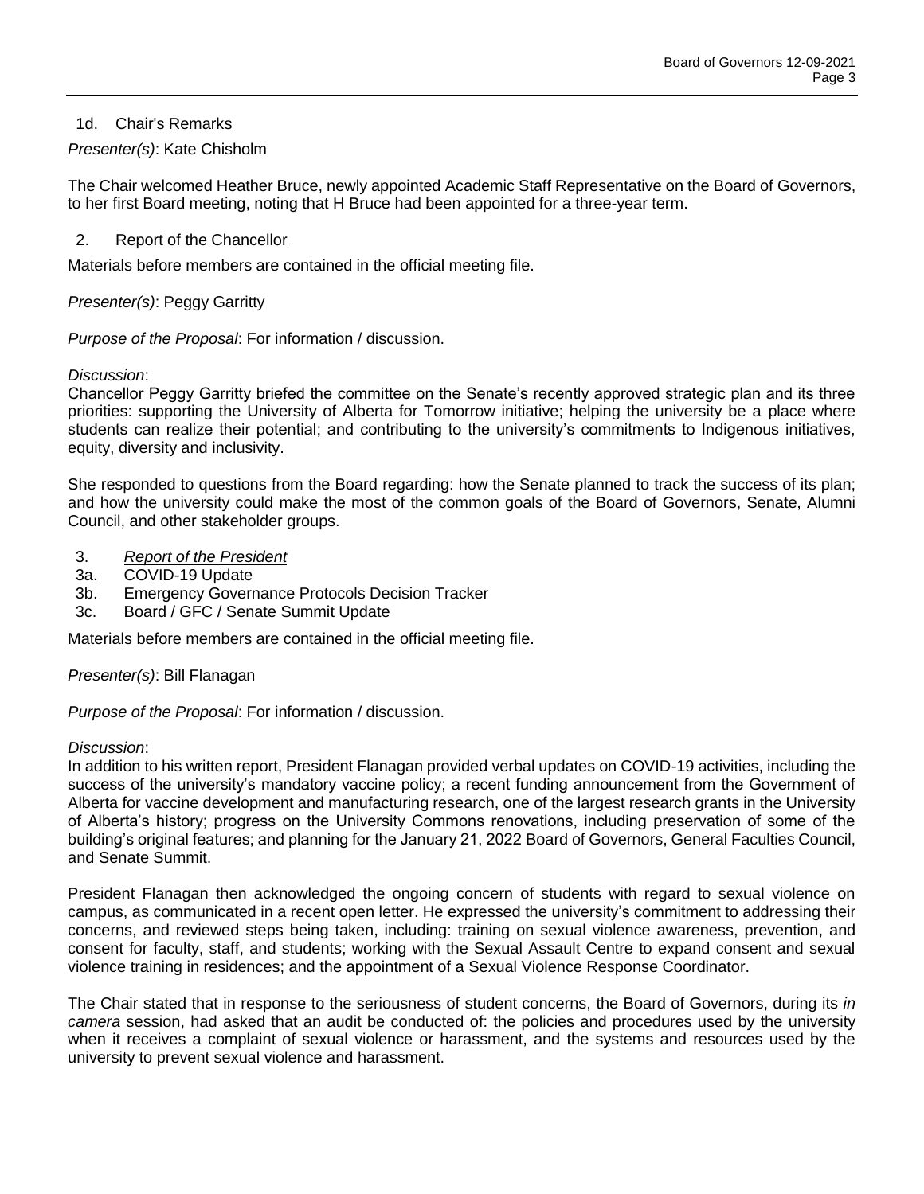1d. Chair's Remarks

*Presenter(s)*: Kate Chisholm

The Chair welcomed Heather Bruce, newly appointed Academic Staff Representative on the Board of Governors, to her first Board meeting, noting that H Bruce had been appointed for a three-year term.

2. Report of the Chancellor

Materials before members are contained in the official meeting file.

*Presenter(s)*: Peggy Garritty

*Purpose of the Proposal*: For information / discussion.

*Discussion*:

Chancellor Peggy Garritty briefed the committee on the Senate's recently approved strategic plan and its three priorities: supporting the University of Alberta for Tomorrow initiative; helping the university be a place where students can realize their potential; and contributing to the university's commitments to Indigenous initiatives, equity, diversity and inclusivity.

She responded to questions from the Board regarding: how the Senate planned to track the success of its plan; and how the university could make the most of the common goals of the Board of Governors, Senate, Alumni Council, and other stakeholder groups.

3. *Report of the President*

3a. COVID-19 Update

3b. Emergency Governance Protocols Decision Tracker

3c. Board / GFC / Senate Summit Update

Materials before members are contained in the official meeting file.

*Presenter(s)*: Bill Flanagan

*Purpose of the Proposal*: For information / discussion.

*Discussion*:

In addition to his written report, President Flanagan provided verbal updates on COVID-19 activities, including the success of the university's mandatory vaccine policy; a recent funding announcement from the Government of Alberta for vaccine development and manufacturing research, one of the largest research grants in the University of Alberta's history; progress on the University Commons renovations, including preservation of some of the building's original features; and planning for the January 21, 2022 Board of Governors, General Faculties Council, and Senate Summit.

President Flanagan then acknowledged the ongoing concern of students with regard to sexual violence on campus, as communicated in a recent open letter. He expressed the university's commitment to addressing their concerns, and reviewed steps being taken, including: training on sexual violence awareness, prevention, and consent for faculty, staff, and students; working with the Sexual Assault Centre to expand consent and sexual violence training in residences; and the appointment of a Sexual Violence Response Coordinator.

The Chair stated that in response to the seriousness of student concerns, the Board of Governors, during its *in camera* session, had asked that an audit be conducted of: the policies and procedures used by the university when it receives a complaint of sexual violence or harassment, and the systems and resources used by the university to prevent sexual violence and harassment.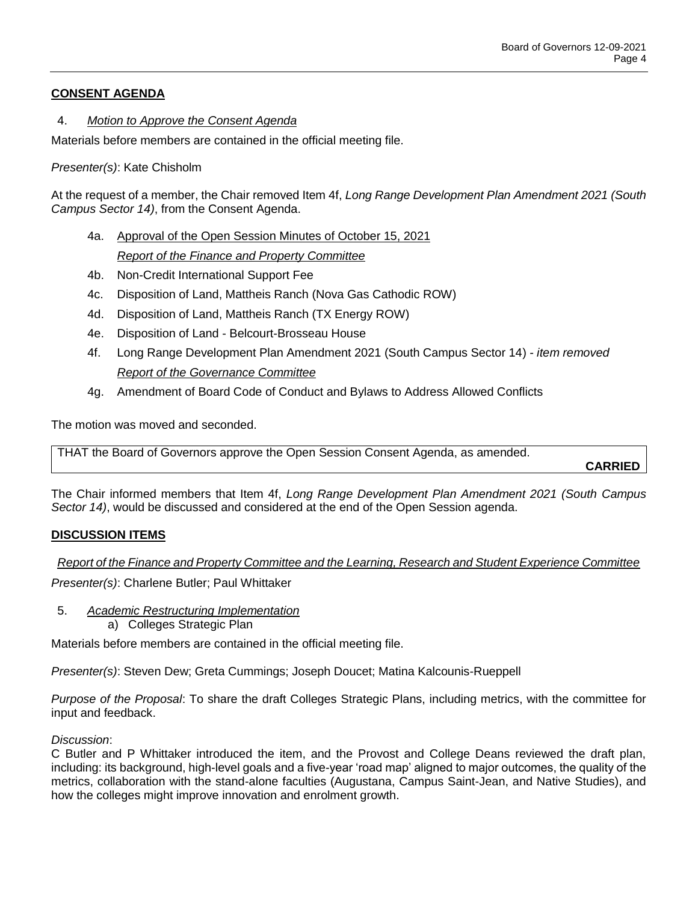## CONSENT AGENDA

4. *Motion to Approve the Consent Agenda*

Materials before members are contained in the official meeting file.

*Presenter(s)*: Kate Chisholm

At the request of a member, the Chair removed Item 4f, *Long Range Development Plan Amendment 2021 (South Campus Sector 14)*, from the Consent Agenda.

- 4a. Approval of the Open Session Minutes of October 15, 2021

  *Report of the Finance and Property Committee*

- 4b. Non-Credit International Support Fee
- 4c. Disposition of Land, Mattheis Ranch (Nova Gas Cathodic ROW)
- 4d. Disposition of Land, Mattheis Ranch (TX Energy ROW)
- 4e. Disposition of Land - Belcourt-Brosseau House
- 4f. Long Range Development Plan Amendment 2021 (South Campus Sector 14) - *item removed*

  *Report of the Governance Committee*

- 4g. Amendment of Board Code of Conduct and Bylaws to Address Allowed Conflicts

The motion was moved and seconded.

THAT the Board of Governors approve the Open Session Consent Agenda, as amended.

**CARRIED**

The Chair informed members that Item 4f, *Long Range Development Plan Amendment 2021 (South Campus Sector 14)*, would be discussed and considered at the end of the Open Session agenda.

## DISCUSSION ITEMS

*Report of the Finance and Property Committee and the Learning, Research and Student Experience Committee*

*Presenter(s)*: Charlene Butler; Paul Whittaker

5. *Academic Restructuring Implementation*
   a) Colleges Strategic Plan

Materials before members are contained in the official meeting file.

*Presenter(s)*: Steven Dew; Greta Cummings; Joseph Doucet; Matina Kalcounis-Rueppell

*Purpose of the Proposal*: To share the draft Colleges Strategic Plans, including metrics, with the committee for input and feedback.

*Discussion*:

C Butler and P Whittaker introduced the item, and the Provost and College Deans reviewed the draft plan, including: its background, high-level goals and a five-year 'road map' aligned to major outcomes, the quality of the metrics, collaboration with the stand-alone faculties (Augustana, Campus Saint-Jean, and Native Studies), and how the colleges might improve innovation and enrolment growth.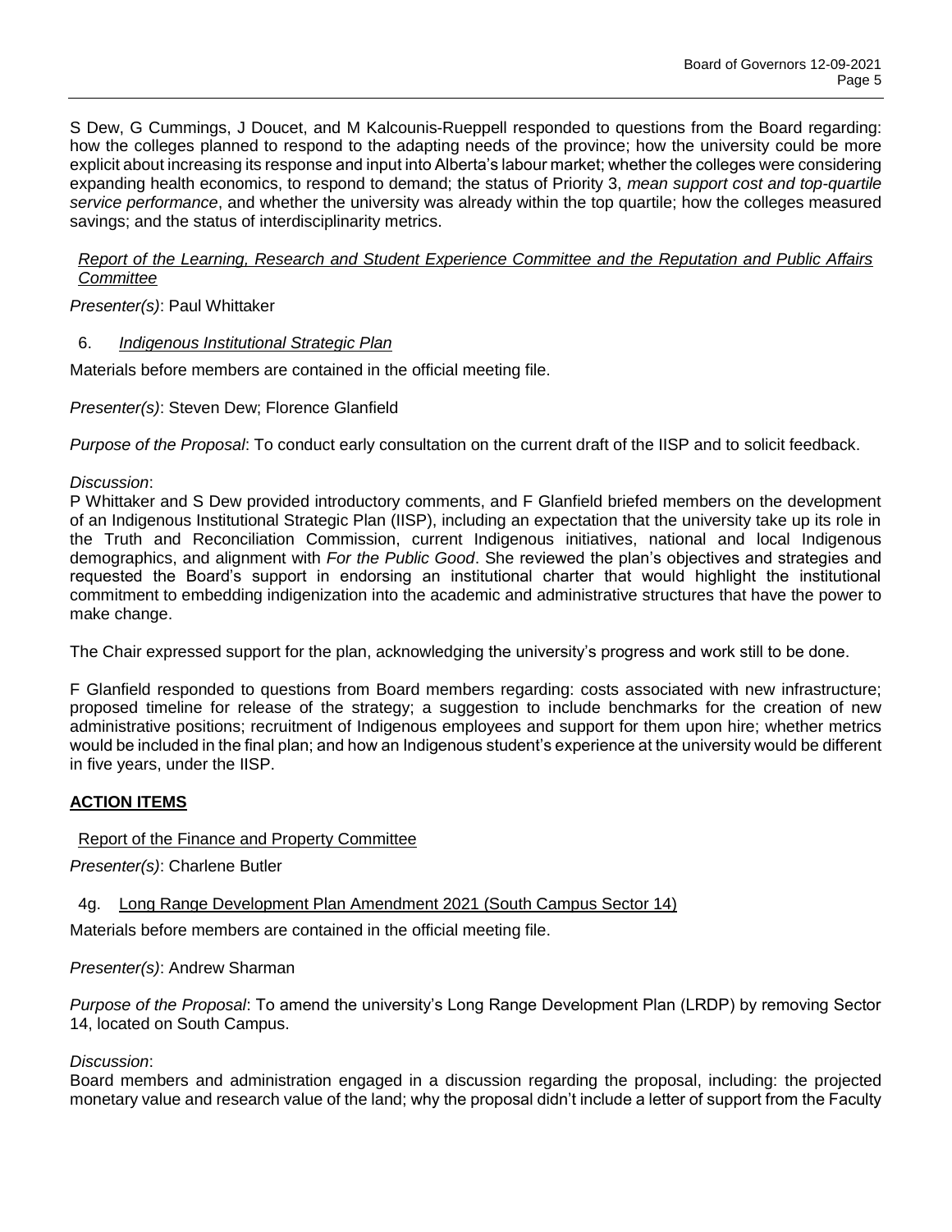S Dew, G Cummings, J Doucet, and M Kalcounis-Rueppell responded to questions from the Board regarding: how the colleges planned to respond to the adapting needs of the province; how the university could be more explicit about increasing its response and input into Alberta's labour market; whether the colleges were considering expanding health economics, to respond to demand; the status of Priority 3, *mean support cost and top-quartile service performance*, and whether the university was already within the top quartile; how the colleges measured savings; and the status of interdisciplinarity metrics.

*Report of the Learning, Research and Student Experience Committee and the Reputation and Public Affairs Committee*

*Presenter(s)*: Paul Whittaker

6. *Indigenous Institutional Strategic Plan*

Materials before members are contained in the official meeting file.

*Presenter(s)*: Steven Dew; Florence Glanfield

*Purpose of the Proposal*: To conduct early consultation on the current draft of the IISP and to solicit feedback.

*Discussion*:
P Whittaker and S Dew provided introductory comments, and F Glanfield briefed members on the development of an Indigenous Institutional Strategic Plan (IISP), including an expectation that the university take up its role in the Truth and Reconciliation Commission, current Indigenous initiatives, national and local Indigenous demographics, and alignment with *For the Public Good*. She reviewed the plan's objectives and strategies and requested the Board's support in endorsing an institutional charter that would highlight the institutional commitment to embedding indigenization into the academic and administrative structures that have the power to make change.

The Chair expressed support for the plan, acknowledging the university's progress and work still to be done.

F Glanfield responded to questions from Board members regarding: costs associated with new infrastructure; proposed timeline for release of the strategy; a suggestion to include benchmarks for the creation of new administrative positions; recruitment of Indigenous employees and support for them upon hire; whether metrics would be included in the final plan; and how an Indigenous student's experience at the university would be different in five years, under the IISP.

## ACTION ITEMS

Report of the Finance and Property Committee

*Presenter(s)*: Charlene Butler

4g. Long Range Development Plan Amendment 2021 (South Campus Sector 14)

Materials before members are contained in the official meeting file.

*Presenter(s)*: Andrew Sharman

*Purpose of the Proposal*: To amend the university's Long Range Development Plan (LRDP) by removing Sector 14, located on South Campus.

*Discussion*:
Board members and administration engaged in a discussion regarding the proposal, including: the projected monetary value and research value of the land; why the proposal didn't include a letter of support from the Faculty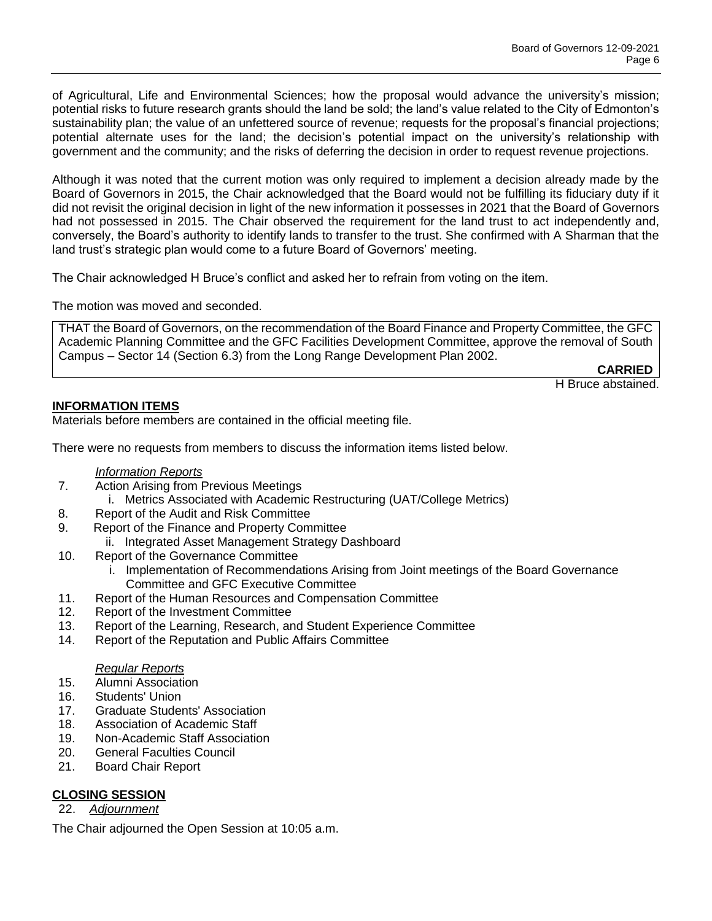of Agricultural, Life and Environmental Sciences; how the proposal would advance the university's mission; potential risks to future research grants should the land be sold; the land's value related to the City of Edmonton's sustainability plan; the value of an unfettered source of revenue; requests for the proposal's financial projections; potential alternate uses for the land; the decision's potential impact on the university's relationship with government and the community; and the risks of deferring the decision in order to request revenue projections.

Although it was noted that the current motion was only required to implement a decision already made by the Board of Governors in 2015, the Chair acknowledged that the Board would not be fulfilling its fiduciary duty if it did not revisit the original decision in light of the new information it possesses in 2021 that the Board of Governors had not possessed in 2015. The Chair observed the requirement for the land trust to act independently and, conversely, the Board's authority to identify lands to transfer to the trust. She confirmed with A Sharman that the land trust's strategic plan would come to a future Board of Governors' meeting.

The Chair acknowledged H Bruce's conflict and asked her to refrain from voting on the item.

The motion was moved and seconded.

THAT the Board of Governors, on the recommendation of the Board Finance and Property Committee, the GFC Academic Planning Committee and the GFC Facilities Development Committee, approve the removal of South Campus – Sector 14 (Section 6.3) from the Long Range Development Plan 2002.

**CARRIED**

H Bruce abstained.

## INFORMATION ITEMS

Materials before members are contained in the official meeting file.

There were no requests from members to discuss the information items listed below.

*Information Reports*

7. Action Arising from Previous Meetings
   i. Metrics Associated with Academic Restructuring (UAT/College Metrics)
8. Report of the Audit and Risk Committee
9. Report of the Finance and Property Committee
   ii. Integrated Asset Management Strategy Dashboard
10. Report of the Governance Committee
    i. Implementation of Recommendations Arising from Joint meetings of the Board Governance Committee and GFC Executive Committee
11. Report of the Human Resources and Compensation Committee
12. Report of the Investment Committee
13. Report of the Learning, Research, and Student Experience Committee
14. Report of the Reputation and Public Affairs Committee

*Regular Reports*

15. Alumni Association
16. Students' Union
17. Graduate Students' Association
18. Association of Academic Staff
19. Non-Academic Staff Association
20. General Faculties Council
21. Board Chair Report

## CLOSING SESSION

22. *Adjournment*

The Chair adjourned the Open Session at 10:05 a.m.